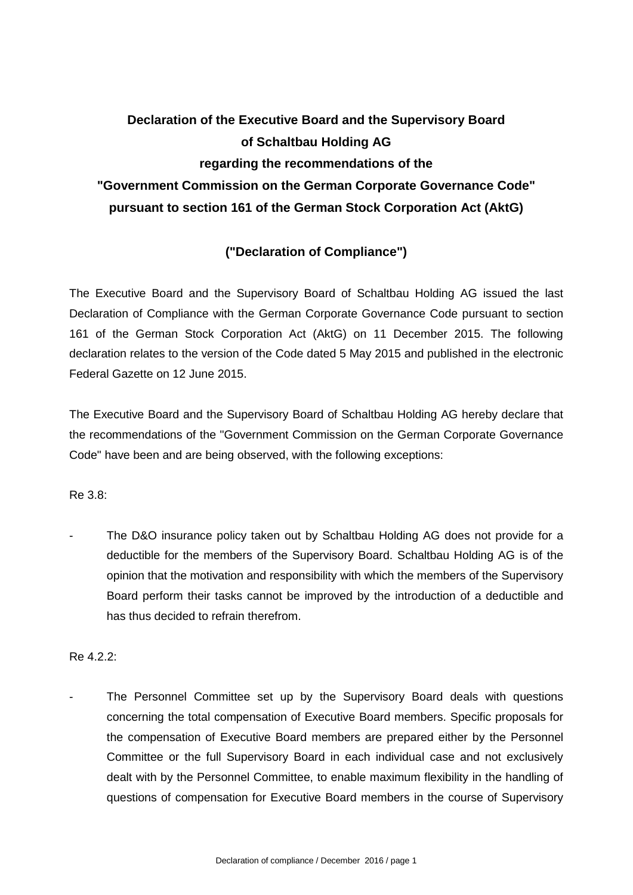# Declaration of the Executive Board and the Supervisory Board of Schaltbau Holding AG regarding the recommendations of the "Government Commission on the German Corporate Governance Code" pursuant to section 161 of the German Stock Corporation Act (AktG)

## ("Declaration of Compliance")

The Executive Board and the Supervisory Board of Schaltbau Holding AG issued the last Declaration of Compliance with the German Corporate Governance Code pursuant to section 161 of the German Stock Corporation Act (AktG) on 11 December 2015. The following declaration relates to the version of the Code dated 5 May 2015 and published in the electronic Federal Gazette on 12 June 2015.

The Executive Board and the Supervisory Board of Schaltbau Holding AG hereby declare that the recommendations of the "Government Commission on the German Corporate Governance Code" have been and are being observed, with the following exceptions:

Re 3.8:

- The D&O insurance policy taken out by Schaltbau Holding AG does not provide for a deductible for the members of the Supervisory Board. Schaltbau Holding AG is of the opinion that the motivation and responsibility with which the members of the Supervisory Board perform their tasks cannot be improved by the introduction of a deductible and has thus decided to refrain therefrom.

Re 4.2.2:

- The Personnel Committee set up by the Supervisory Board deals with questions concerning the total compensation of Executive Board members. Specific proposals for the compensation of Executive Board members are prepared either by the Personnel Committee or the full Supervisory Board in each individual case and not exclusively dealt with by the Personnel Committee, to enable maximum flexibility in the handling of questions of compensation for Executive Board members in the course of Supervisory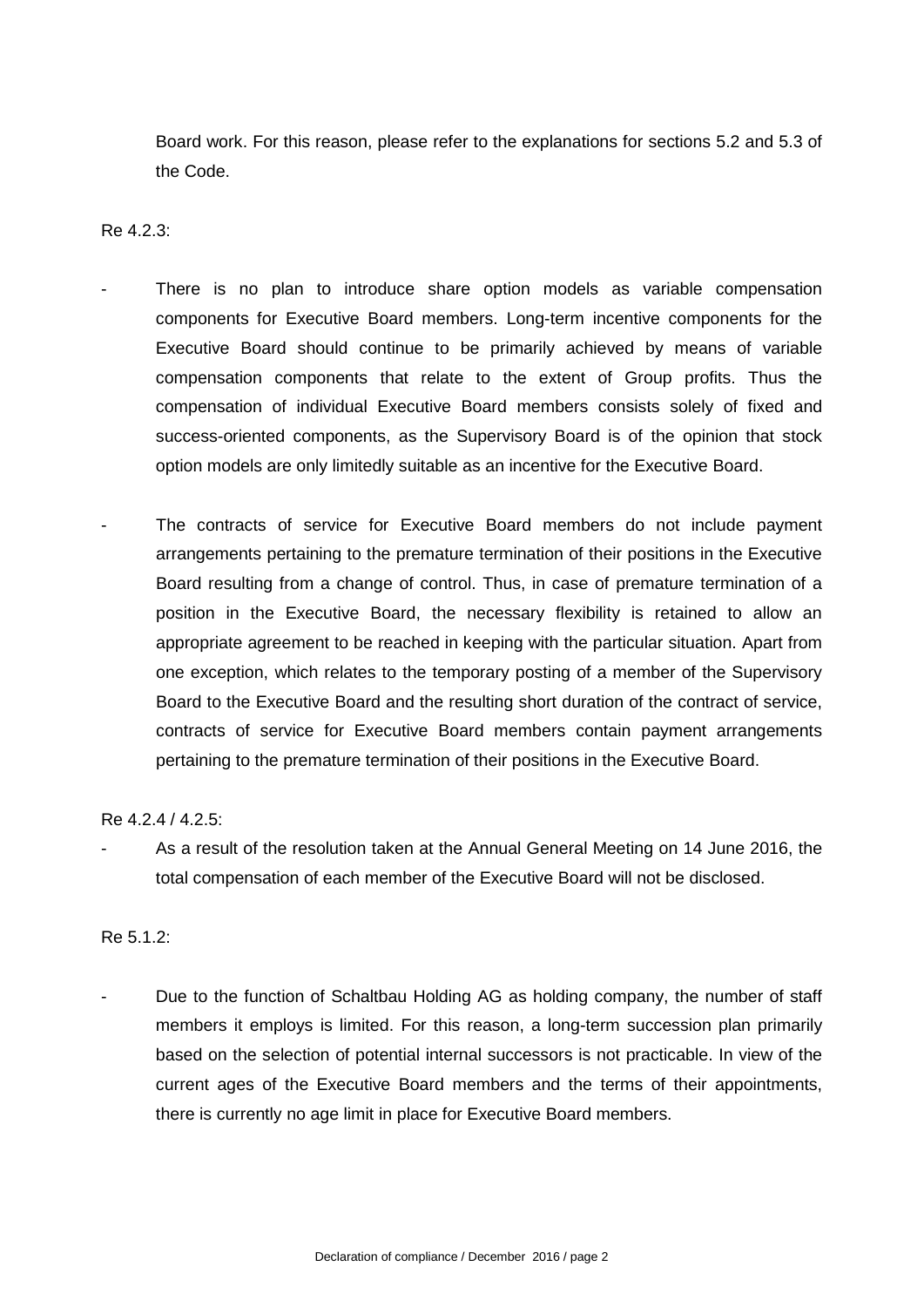Board work. For this reason, please refer to the explanations for sections 5.2 and 5.3 of the Code.

Re 4.2.3:

- There is no plan to introduce share option models as variable compensation components for Executive Board members. Long-term incentive components for the Executive Board should continue to be primarily achieved by means of variable compensation components that relate to the extent of Group profits. Thus the compensation of individual Executive Board members consists solely of fixed and success-oriented components, as the Supervisory Board is of the opinion that stock option models are only limitedly suitable as an incentive for the Executive Board.

- The contracts of service for Executive Board members do not include payment arrangements pertaining to the premature termination of their positions in the Executive Board resulting from a change of control. Thus, in case of premature termination of a position in the Executive Board, the necessary flexibility is retained to allow an appropriate agreement to be reached in keeping with the particular situation. Apart from one exception, which relates to the temporary posting of a member of the Supervisory Board to the Executive Board and the resulting short duration of the contract of service, contracts of service for Executive Board members contain payment arrangements pertaining to the premature termination of their positions in the Executive Board.

Re 4.2.4 / 4.2.5:

- As a result of the resolution taken at the Annual General Meeting on 14 June 2016, the total compensation of each member of the Executive Board will not be disclosed.

Re 5.1.2:

- Due to the function of Schaltbau Holding AG as holding company, the number of staff members it employs is limited. For this reason, a long-term succession plan primarily based on the selection of potential internal successors is not practicable. In view of the current ages of the Executive Board members and the terms of their appointments, there is currently no age limit in place for Executive Board members.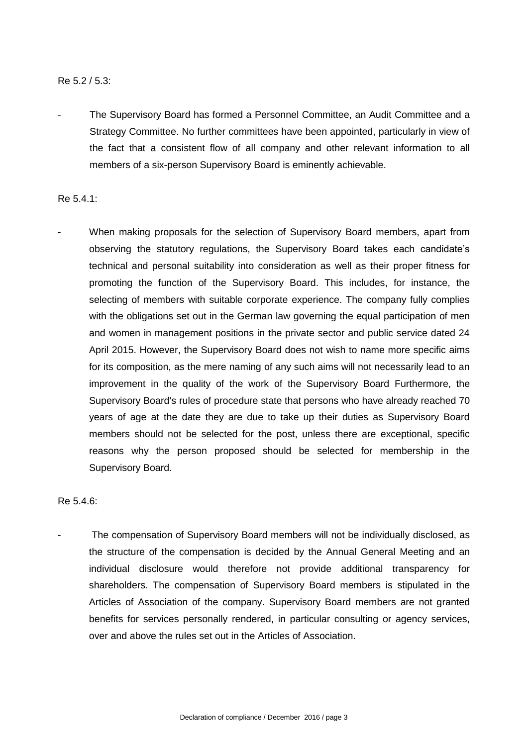Re 5.2 / 5.3:

- The Supervisory Board has formed a Personnel Committee, an Audit Committee and a Strategy Committee. No further committees have been appointed, particularly in view of the fact that a consistent flow of all company and other relevant information to all members of a six-person Supervisory Board is eminently achievable.

Re 5.4.1:

- When making proposals for the selection of Supervisory Board members, apart from observing the statutory regulations, the Supervisory Board takes each candidate's technical and personal suitability into consideration as well as their proper fitness for promoting the function of the Supervisory Board. This includes, for instance, the selecting of members with suitable corporate experience. The company fully complies with the obligations set out in the German law governing the equal participation of men and women in management positions in the private sector and public service dated 24 April 2015. However, the Supervisory Board does not wish to name more specific aims for its composition, as the mere naming of any such aims will not necessarily lead to an improvement in the quality of the work of the Supervisory Board Furthermore, the Supervisory Board's rules of procedure state that persons who have already reached 70 years of age at the date they are due to take up their duties as Supervisory Board members should not be selected for the post, unless there are exceptional, specific reasons why the person proposed should be selected for membership in the Supervisory Board.

Re 5.4.6:

- The compensation of Supervisory Board members will not be individually disclosed, as the structure of the compensation is decided by the Annual General Meeting and an individual disclosure would therefore not provide additional transparency for shareholders. The compensation of Supervisory Board members is stipulated in the Articles of Association of the company. Supervisory Board members are not granted benefits for services personally rendered, in particular consulting or agency services, over and above the rules set out in the Articles of Association.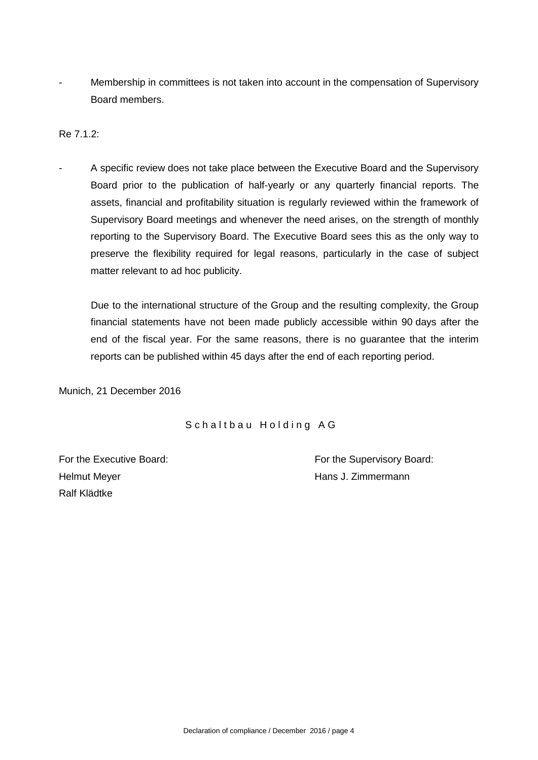- Membership in committees is not taken into account in the compensation of Supervisory Board members.

Re 7.1.2:

- A specific review does not take place between the Executive Board and the Supervisory Board prior to the publication of half-yearly or any quarterly financial reports. The assets, financial and profitability situation is regularly reviewed within the framework of Supervisory Board meetings and whenever the need arises, on the strength of monthly reporting to the Supervisory Board. The Executive Board sees this as the only way to preserve the flexibility required for legal reasons, particularly in the case of subject matter relevant to ad hoc publicity.

  Due to the international structure of the Group and the resulting complexity, the Group financial statements have not been made publicly accessible within 90 days after the end of the fiscal year. For the same reasons, there is no guarantee that the interim reports can be published within 45 days after the end of each reporting period.

Munich, 21 December 2016

S c h a l t b a u   H o l d i n g   A G

For the Executive Board:
Helmut Meyer
Ralf Klädtke

For the Supervisory Board:
Hans J. Zimmermann